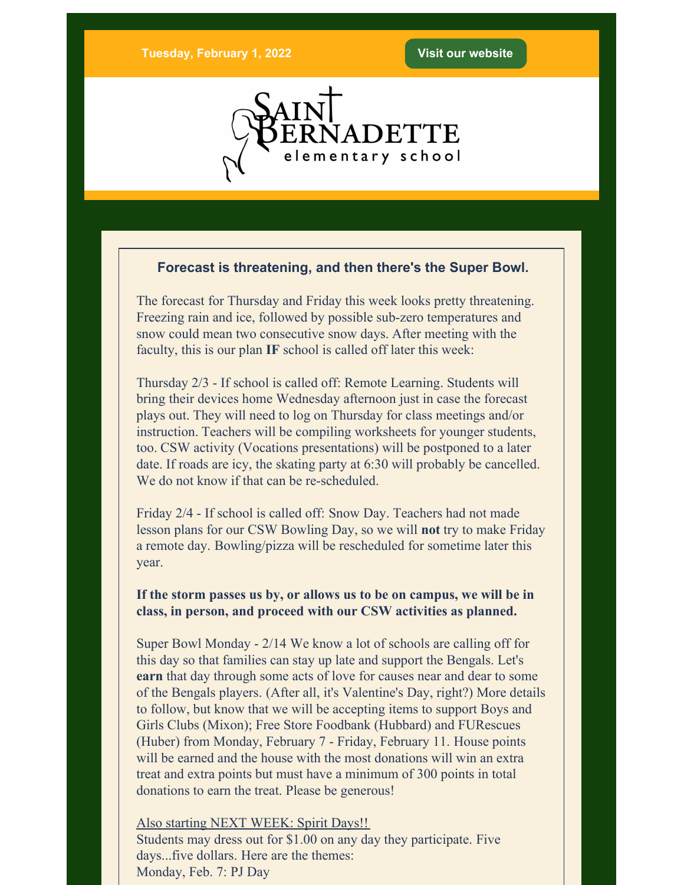Tuesday, February 1, 2022

Visit our website

SAINT BERNADETTE elementary school

### Forecast is threatening, and then there's the Super Bowl.

The forecast for Thursday and Friday this week looks pretty threatening. Freezing rain and ice, followed by possible sub-zero temperatures and snow could mean two consecutive snow days. After meeting with the faculty, this is our plan **IF** school is called off later this week:

Thursday 2/3 - If school is called off: Remote Learning. Students will bring their devices home Wednesday afternoon just in case the forecast plays out. They will need to log on Thursday for class meetings and/or instruction. Teachers will be compiling worksheets for younger students, too. CSW activity (Vocations presentations) will be postponed to a later date. If roads are icy, the skating party at 6:30 will probably be cancelled. We do not know if that can be re-scheduled.

Friday 2/4 - If school is called off: Snow Day. Teachers had not made lesson plans for our CSW Bowling Day, so we will **not** try to make Friday a remote day. Bowling/pizza will be rescheduled for sometime later this year.

**If the storm passes us by, or allows us to be on campus, we will be in class, in person, and proceed with our CSW activities as planned.**

Super Bowl Monday - 2/14 We know a lot of schools are calling off for this day so that families can stay up late and support the Bengals. Let's **earn** that day through some acts of love for causes near and dear to some of the Bengals players. (After all, it's Valentine's Day, right?) More details to follow, but know that we will be accepting items to support Boys and Girls Clubs (Mixon); Free Store Foodbank (Hubbard) and FURescues (Huber) from Monday, February 7 - Friday, February 11. House points will be earned and the house with the most donations will win an extra treat and extra points but must have a minimum of 300 points in total donations to earn the treat. Please be generous!

<u>Also starting NEXT WEEK: Spirit Days!!</u>
Students may dress out for $1.00 on any day they participate. Five days...five dollars. Here are the themes:
Monday, Feb. 7: PJ Day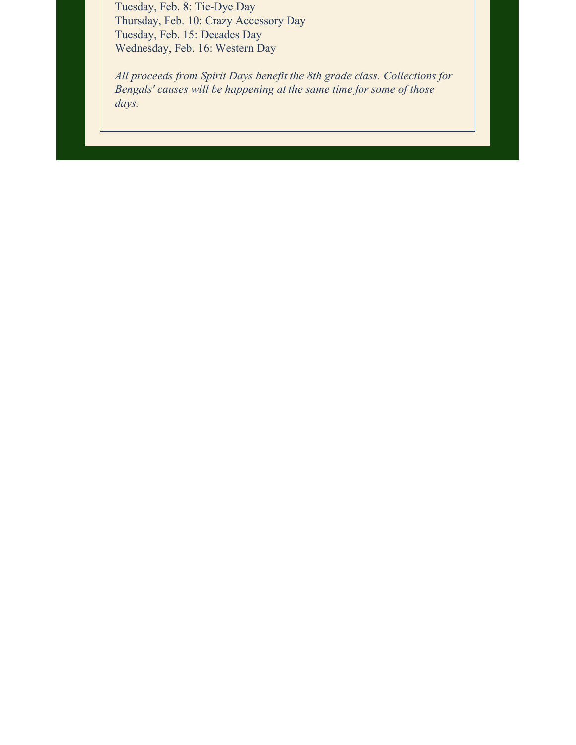Tuesday, Feb. 8: Tie-Dye Day
Thursday, Feb. 10: Crazy Accessory Day
Tuesday, Feb. 15: Decades Day
Wednesday, Feb. 16: Western Day

*All proceeds from Spirit Days benefit the 8th grade class. Collections for Bengals' causes will be happening at the same time for some of those days.*